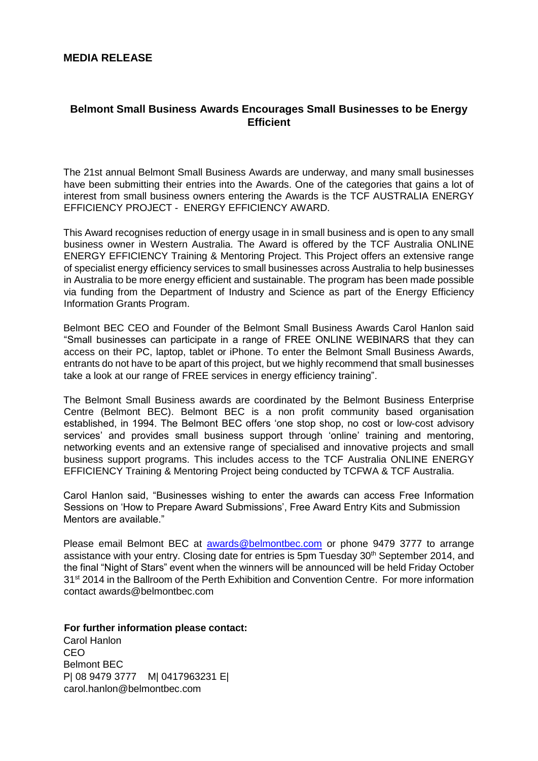**MEDIA RELEASE**

## Belmont Small Business Awards Encourages Small Businesses to be Energy Efficient

The 21st annual Belmont Small Business Awards are underway, and many small businesses have been submitting their entries into the Awards. One of the categories that gains a lot of interest from small business owners entering the Awards is the TCF AUSTRALIA ENERGY EFFICIENCY PROJECT - ENERGY EFFICIENCY AWARD.

This Award recognises reduction of energy usage in in small business and is open to any small business owner in Western Australia. The Award is offered by the TCF Australia ONLINE ENERGY EFFICIENCY Training & Mentoring Project. This Project offers an extensive range of specialist energy efficiency services to small businesses across Australia to help businesses in Australia to be more energy efficient and sustainable. The program has been made possible via funding from the Department of Industry and Science as part of the Energy Efficiency Information Grants Program.

Belmont BEC CEO and Founder of the Belmont Small Business Awards Carol Hanlon said "Small businesses can participate in a range of FREE ONLINE WEBINARS that they can access on their PC, laptop, tablet or iPhone. To enter the Belmont Small Business Awards, entrants do not have to be apart of this project, but we highly recommend that small businesses take a look at our range of FREE services in energy efficiency training".

The Belmont Small Business awards are coordinated by the Belmont Business Enterprise Centre (Belmont BEC). Belmont BEC is a non profit community based organisation established, in 1994. The Belmont BEC offers 'one stop shop, no cost or low-cost advisory services' and provides small business support through 'online' training and mentoring, networking events and an extensive range of specialised and innovative projects and small business support programs. This includes access to the TCF Australia ONLINE ENERGY EFFICIENCY Training & Mentoring Project being conducted by TCFWA & TCF Australia.

Carol Hanlon said, "Businesses wishing to enter the awards can access Free Information Sessions on 'How to Prepare Award Submissions', Free Award Entry Kits and Submission Mentors are available."

Please email Belmont BEC at awards@belmontbec.com or phone 9479 3777 to arrange assistance with your entry. Closing date for entries is 5pm Tuesday 30th September 2014, and the final "Night of Stars" event when the winners will be announced will be held Friday October 31st 2014 in the Ballroom of the Perth Exhibition and Convention Centre. For more information contact awards@belmontbec.com

**For further information please contact:**
Carol Hanlon
CEO
Belmont BEC
P| 08 9479 3777 M| 0417963231 E| carol.hanlon@belmontbec.com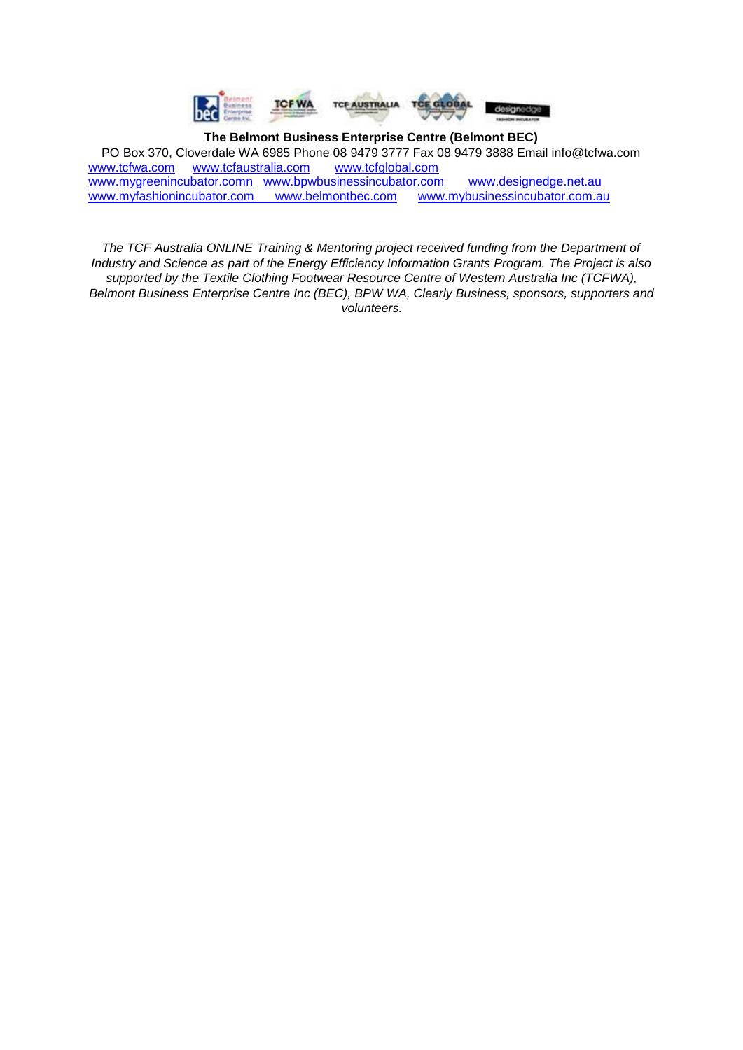**The Belmont Business Enterprise Centre (Belmont BEC)**

PO Box 370, Cloverdale WA 6985 Phone 08 9479 3777 Fax 08 9479 3888 Email info@tcfwa.com
www.tcfwa.com www.tcfaustralia.com www.tcfglobal.com
www.mygreenincubator.comn www.bpwbusinessincubator.com www.designedge.net.au
www.myfashionincubator.com www.belmontbec.com www.mybusinessincubator.com.au

*The TCF Australia ONLINE Training & Mentoring project received funding from the Department of Industry and Science as part of the Energy Efficiency Information Grants Program. The Project is also supported by the Textile Clothing Footwear Resource Centre of Western Australia Inc (TCFWA), Belmont Business Enterprise Centre Inc (BEC), BPW WA, Clearly Business, sponsors, supporters and volunteers.*